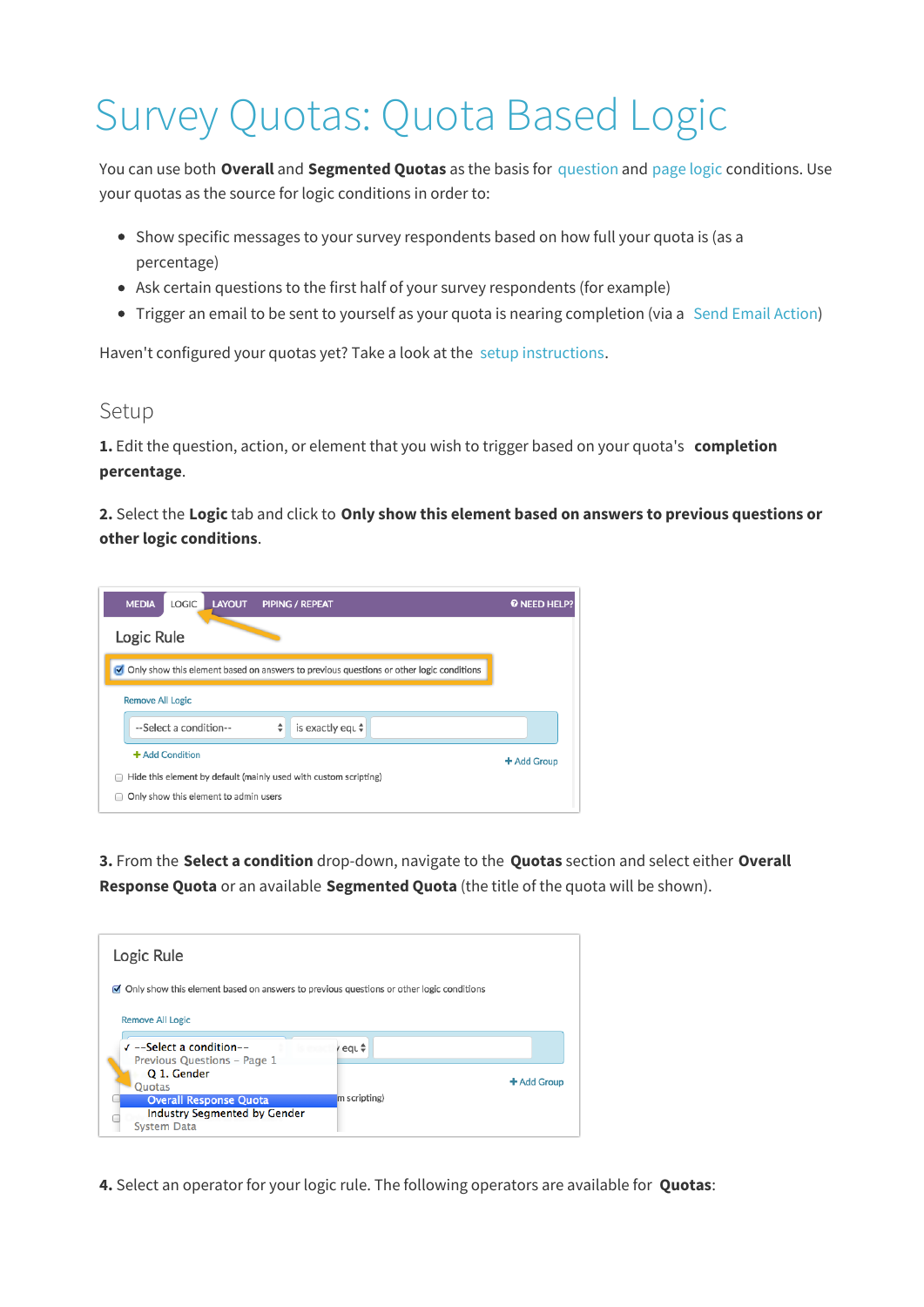# Survey Quotas: Quota Based Logic

You can use both **Overall** and **Segmented Quotas** as the basis for question and page logic conditions. Use your quotas as the source for logic conditions in order to:

- Show specific messages to your survey respondents based on how full your quota is (as a percentage)
- Ask certain questions to the first half of your survey respondents (for example)
- Trigger an email to be sent to yourself as your quota is nearing completion (via a Send Email Action)

Haven't configured your quotas yet? Take a look at the setup instructions.

## Setup

**1.** Edit the question, action, or element that you wish to trigger based on your quota's **completion percentage**.

**2.** Select the **Logic** tab and click to **Only show this element based on answers to previous questions or other logic conditions**.

**3.** From the **Select a condition** drop-down, navigate to the **Quotas** section and select either **Overall Response Quota** or an available **Segmented Quota** (the title of the quota will be shown).

**4.** Select an operator for your logic rule. The following operators are available for **Quotas**: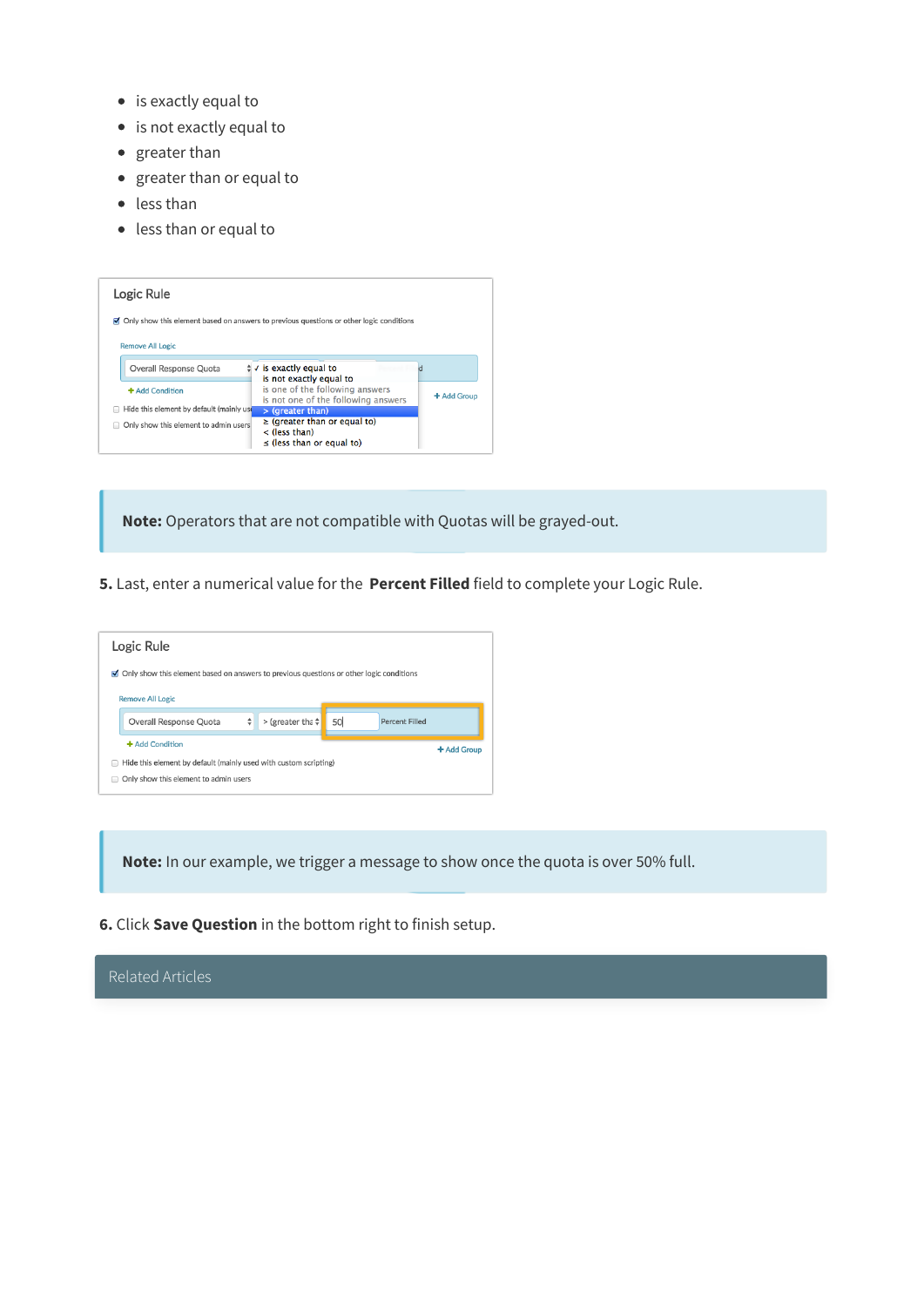- is exactly equal to
- is not exactly equal to
- greater than
- greater than or equal to
- less than
- less than or equal to

> **Note:** Operators that are not compatible with Quotas will be grayed-out.

**5.** Last, enter a numerical value for the **Percent Filled** field to complete your Logic Rule.

> **Note:** In our example, we trigger a message to show once the quota is over 50% full.

**6.** Click **Save Question** in the bottom right to finish setup.

## Related Articles